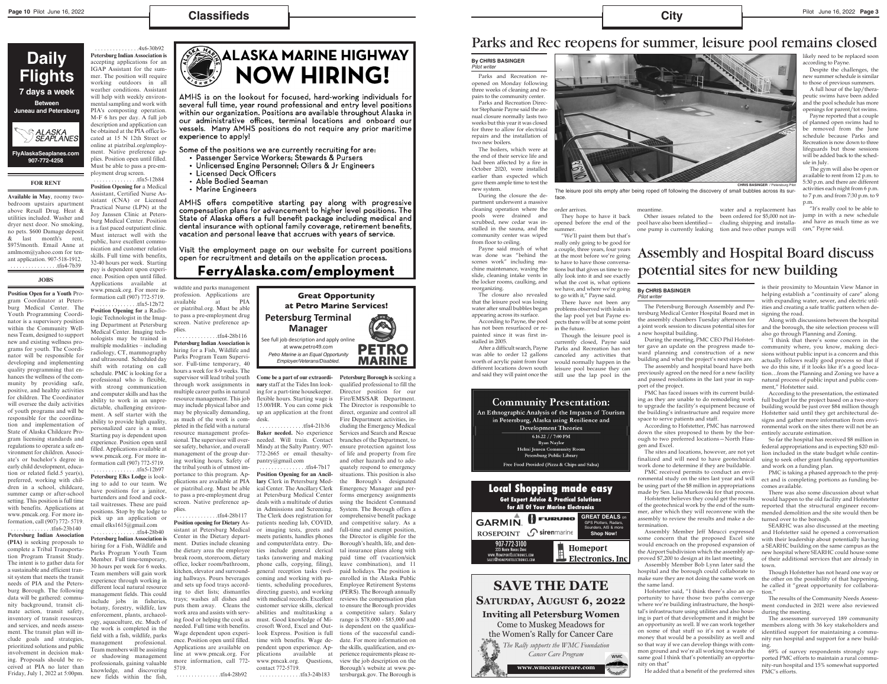# Classifieds

**Daily Flights**

**7 days a week**

**Between Juneau and Petersburg**

ALASKA SEAPLANES

FlyAlaskaSeaplanes.com
907-772-4258

## FOR RENT

**Available in May**, roomy two-bedroom upstairs apartment above Rexall Drug. Heat & utilities included. Washer and dryer next door. No smoking, no pets. $600 Damage deposit & last month's rent, $975/month. Email Anne at amlmom@yahoo.com for tenant application. 907-518-1912.
................tfn4-7b39

## JOBS

**Position Open for a Youth** Program Coordinator at Petersburg Medical Center. The Youth Programming Coordinator is a supervisory position within the Community Wellness Team, designed to support new and existing wellness programs for youth. The Coordinator will be responsible for developing and implementing quality programming that enhances the wellness of the community by providing safe, positive, and healthy activities for children. The Coordinator will oversee the daily activities of youth programs and will be responsible for the coordination and implementation of State of Alaska Childcare Program licensing standards and regulations to operate a safe environment for children. Associate's or bachelor's degree in early child development, education or related field.5 year(s), preferred, working with children in a school, childcare, summer camp or after-school setting. This position is full time with benefits. Applications at www.pmcak.org. For more information, call (907) 772- 5719.
..............tfn6-23b140

**Petersburg Indian Association (PIA)** is seeking proposals to complete a Tribal Transportation Program Transit Study. The intent is to gather data for a sustainable and efficient transit system that meets the transit needs of PIA and the Petersburg Borough. The following data will be gathered: community background, transit climate action, transit safety, inventory of transit resources and services, and needs assessment. The transit plan will include goals and strategies, prioritized solutions and public involvement in decision making. Proposals should be received at PIA no later than Friday, July 1, 2022 at 5:00pm.
...............4x6-30b92

**Petersburg Indian Association is** accepting applications for an IGAP Assistant for the summer. The position will require working outdoors in all weather conditions. Assistant will help with weekly environmental sampling and work with PIA's composting operation. M-F 6 hrs per day. A full job description and application can be obtained at the PIA office located at 15 N 12th Street or online at piatribal.org/employment. Native preference applies. Position open until filled. Must be able to pass a pre-employment drug screen.
...............tfn5-12b84

**Position Opening for** a Medical Assistant, Certified Nurse Assistant (CNA) or Licensed Practical Nurse (LPN) at the Joy Janssen Clinic at Petersburg Medical Center. Position is a fast paced outpatient clinic. Must interact well with the public, have excellent communication and customer relation skills. Full time with benefits. 32-40 hours per week. Starting pay is dependent upon experience. Position open until filled. Applications available at www.pmcak.org. For more information call (907) 772-5719.
..............tfn5-12b72

**Position Opening for** a Radiologic Technologist in the Imaging Department at Petersburg Medical Center. Imaging technologists may be trained in multiple modalities – including radiology, CT, mammography and ultrasound. Scheduled day shift with rotating on call schedule. PMC is looking for a professional who is flexible, with strong communication and computer skills and has the ability to work in an unpredictable, challenging environment. A self starter with the ability to provide high quality, personalized care is a must. Starting pay is dependent upon experience. Position open until filled. Applications available at www.pmcak.org. For more information call (907) 772-5719.
..............tfn5-12b97

**Petersburg Elks Lodge** is looking to add to our team. We have positions for a janitor, bartenders and food and cocktail waitresses. These are paid positions. Stop by the lodge to pick up an application or email elks1615@gmail.com
...............tfn4-28b40

**Petersburg Indian Association is** hiring for a Fish, Wildlife and Parks Program Youth Team Member. Full time-temporary, 30 hours per week for 6 weeks. Team members will gain work experience through working in different local natural resource management fields. This could include jobs in fisheries, botany, forestry, wildlife, law enforcement, plants, archaeology, aquaculture, etc. Much of the work is completed in the field with a fish, wildlife, parks management professional. Team members will be assisting or shadowing management professionals, gaining valuable knowledge, and discovering new fields within the fish, wildlife and parks management profession. Applications are available at PIA or piatribal.org. Must be able to pass a pre-employment drug screen. Native preference applies.
..............tfn4-28b116

**Petersburg Indian Association is** hiring for a Fish, Wildlife and Parks Program Team Supervisor. Full-time temporary, 40 hours a week for 8-9 weeks. The supervisor will lead tribal youth through work assignments in multiple career paths in natural resource management. This job may include physical labor and may be physically demanding, as much of the work is completed in the field with a natural resource management professional. The supervisor will oversee safety, behavior, and overall management of the group during working hours. Safety of the tribal youth is of utmost importance to this program. Applications are available at PIA or piatribal.org. Must be able to pass a pre-employment drug screen. Native preference applies.
..............tfn4-28b117

**Position opening for Dietary** Assistant at Petersburg Medical Center in the Dietary department. Duties include cleaning the dietary area the employee break room, storeroom, dietary office, locker room/bathroom, kitchen, elevator and surrounding hallways. Pours beverages and sets up food trays according to diet lists; dismantles trays; washes all dishes and puts them away. Cleans the work area and assists with serving food or helping the cook as needed. Full time with benefits. Wage dependent upon experience. Position open until filled. Applications are available on line at www.pmcak.org. For more information, call 772-5719.
...............tfn4-28b92

**ALASKA MARINE HIGHWAY**
**NOW HIRING!**

AMHS is on the lookout for focused, hard-working individuals for several full time, year round professional and entry level positions within our organization. Positions are available throughout Alaska in our administrative offices, terminal locations and onboard our vessels. Many AMHS positions do not require any prior maritime experience to apply!

Some of the positions we are currently recruiting for are:
- Passenger Service Workers; Stewards & Pursers
- Unlicensed Engine Personnel; Oilers & Jr Engineers
- Licensed Deck Officers
- Able Bodied Seaman
- Marine Engineers

AMHS offers competitive starting pay along with progressive compensation plans for advancement to higher level positions. The State of Alaska offers a full benefit package including medical and dental insurance with optional family coverage, retirement benefits, vacation and personal leave that accrues with years of service.

Visit the employment page on our website for current positions open for recruitment and details on the application process.

**FerryAlaska.com/employment**

**Great Opportunity at Petro Marine Services!**

**Petersburg Terminal Manager**

See full job description and apply online at www.petro49.com

*Petro Marine is an Equal Opportunity Employer/Veterans/Disabled.*

PETRO MARINE

**Come be a part of our extraordinary** staff at the Tides Inn looking for a part-time housekeeper. Flexible hours. Starting wage is 15.00/HR. You can come pick up an application at the front desk.
...............tfn4-21b36

**Baker needed.** No experience needed. Will train. Contact Mindy at the Salty Pantry. 907-772-2665 or email thesaltypantry@gmail.com
...............tfn4-7b17

**Position Opening for an Ancillary** Clerk in Petersburg Medical Center. The Ancillary Clerk at Petersburg Medical Center deals with a multitude of duties in Admissions and Screening. The Clerk does registration for patients needing lab, COVID, or imaging tests, greets and meets patients, handles phones and computer/data entry. Duties include general clerical tasks (answering and making phone calls, copying, filing), general reception tasks (welcoming and working with patients, scheduling procedures, directing guests), and working with medical records. Excellent customer service skills, clerical abilities and multitasking a must. Good knowledge of Microsoft Word, Excel and Outlook Express. Position is full time with benefits. Wage dependent upon experience. Applications available at www.pmcak.org. Questions, contact 772-5719.
..............tfn3-24b183

**Petersburg Borough is** seeking a qualified professional to fill the Director position for our Fire/EMS/SAR Department. The Director is responsible to direct, organize and control all Fire Department activities, including the Emergency Medical Services and Search and Rescue branches of the Department, to ensure protection against loss of life and property from fire and other hazards and to adequately respond to emergency situations. This position is also the Borough's designated Emergency Manager and performs emergency assignments using the Incident Command System. The Borough offers a comprehensive benefit package and competitive salary. As a full-time and exempt position, the Director is eligible for the Borough's health, life, and dental insurance plans along with paid time off (vacation/sick leave combination), and 11 paid holidays. The position is enrolled in the Alaska Public Employee Retirement Systems (PERS). The Borough annually reviews the compensation plan to ensure the Borough provides a competitive salary. Salary range is $78,000 - $85,000 and is dependent on the qualifications of the successful candidate. For more information on the skills, qualification, and experience requirements please review the job description on the Borough's website at www.petersburgak.gov. The Borough is

# City

## Parks and Rec reopens for summer, leisure pool remains closed

**By CHRIS BASINGER**
*Pilot writer*

Parks and Recreation reopened on Monday following three weeks of cleaning and repairs to the community center.

Parks and Recreation Director Stephanie Payne said the annual closure normally lasts two weeks but this year it was closed for three to allow for electrical repairs and the installation of two new boilers.

The boilers, which were at the end of their service life and had been affected by a fire in October 2020, were installed earlier than expected which gave them ample time to test the new system.

During the closure the department underwent a massive cleaning operation where the pools were drained and scrubbed, new cedar was installed in the sauna, and the community center was wiped from floor to ceiling.

Payne said much of what was done was "behind the scenes work" including machine maintenance, waxing the slide, cleaning intake vents in the locker rooms, caulking, and reorganizing.

The closure also revealed that the leisure pool was losing water after small bubbles began appearing across its surface.

According to Payne, the pool has not been resurfaced or repainted since it was first installed in 2005.

After a difficult search, Payne was able to order 12 gallons worth of acrylic paint from four different locations down south and said they will paint once the order arrives.

They hope to have it back opened before the end of the summer.

"We'll paint them but that's really only going to be good for a couple, three years, four years at the most before we're going to have to have those conversations but that gives us time to really look into it and see exactly what the cost is, what options we have, and where we're going to go with it," Payne said.

There have not been any problems observed with leaks in the lap pool yet but Payne expects there will be at some point in the future.

Though the leisure pool is currently closed, Payne said Parks and Recreation has not canceled any activities that would normally happen in the leisure pool because they can still use the lap pool in the meantime.

Other issues related to the pool have also been identified—one pump is currently leaking water and a replacement has been ordered for $5,000 not including shipping and installation and two other pumps will likely need to be replaced soon according to Payne.

Despite the challenges, the new summer schedule is similar to those of previous summers.

A full hour of the lap/therapeutic swims have been added and the pool schedule has more openings for parent/tot swims.

Payne reported that a couple of planned open swims had to be removed from the June schedule because Parks and Recreation is now down to three lifeguards but those sessions will be added back to the schedule in July.

The gym will also be open or available to rent from 12 p.m. to 5:30 p.m. and there are different activities each night from 6 p.m. to 7 p.m. and from 7:30 p.m. to 9 p.m.

"It's really cool to be able to jump in with a new schedule and have as much time as we can," Payne said.

CHRIS BASINGER / Petersburg Pilot
The leisure pool sits empty after being roped off following the discovery of small bubbles across its surface.

**Community Presentation:**
An Ethnographic Analysis of the Impacts of Tourism in Petersburg, Alaska using Resilience and Development Theories
6.16.22 // 7:00 PM
Ryan Naylor
Helmi Jensen Community Room
Petersburg Public Library
Free Food Provided (Pizza & Chips and Salsa)

**Local Shopping made easy**
Get Expert Advice & Practical Solutions for All Of Your Marine Electronics
GARMIN. FURUNO ROSEPOINT sirenmarine
GREAT DEALS on GPS Plotters, Radars, Sounders, AIS & more **Shop Now!**
907-772-3100
223 North Nordic Drive
www.HomeportElectronics.com
sales@HomeportElectronics.com
Homeport Electronics, Inc

**SAVE THE DATE**
**Saturday, August 6, 2022**
**Inviting all Petersburg Women**
Come to Muskeg Meadows for the Women's Rally for Cancer Care
*The Rally supports the WMC Foundation Cancer Care Program*
www.wmccancercare.com

## Assembly and Hospital Board discuss potential sites for new building

**By CHRIS BASINGER**
*Pilot writer*

The Petersburg Borough Assembly and Petersburg Medical Center Hospital Board met in the assembly chambers Tuesday afternoon for a joint work session to discuss potential sites for a new hospital building.

During the meeting, PMC CEO Phil Hofstetter gave an update on the progress made toward planning and construction of a new building and what the project's next steps are.

The assembly and hospital board have both previously agreed on the need for a new facility and passed resolutions in the last year in support of the project.

PMC has faced issues with its current building as they are unable to do remodeling work to upgrade the facility's equipment because of the building's infrastructure and require more space to serve patients and staff.

According to Hofstetter, PMC has narrowed down the sites proposed to them by the borough to two preferred locations—North Haugen and Excel.

The sites and locations, however, are not yet finalized and will need to have geotechnical work done to determine if they are buildable.

PMC received permits to conduct an environmental study on the sites last year and will be using part of the $8 million in appropriations made by Sen. Lisa Murkowski for that process.

Hofstetter believes they could get the results of the geotechnical work by the end of the summer, after which they will reconvene with the assembly to review the results and make a determination.

Assembly Member Jeff Meucci expressed some concern that the proposed Excel site would encroach on the proposed expansion of the Airport Subdivision which the assembly approved $7,200 to design at its last meeting.

Assembly Member Bob Lynn later said the hospital and the borough could collaborate to make sure they are not doing the same work on the same land.

Hofstetter said, "I think there's also an opportunity to have those two paths converge where we're building infrastructure, the hospital's infrastructure using utilities and also housing is part of that development and it might be an opportunity as well. If we can work together on some of that stuff so it's not a waste of money that would be a possibility as well and so that way if we can develop things with common ground and we're all working towards the same goal I think that's potentially an opportunity on that"

He added that a benefit of the preferred sites is their proximity to Mountain View Manor in helping establish a "continuity of care" along with expanding water, sewer, and electric utilities and creating a safe traffic pattern when designing the road.

Along with discussions between the hospital and the borough, the site selection process will also go through Planning and Zoning.

"I think that there's some concern in the community where, you know, making decisions without public input is a concern and this actually follows really good process so that if we do this site, if it looks like it's a good location…from the Planning and Zoning we have a natural process of public input and public comment," Hofstetter said.

According to the presentation, the estimated full budget for the project based on a two-story building would be just over $84 million though Hofstetter said until they get architectural designs and gather more information from environmental work on the sites there will not be an entirely accurate estimation.

So far the hospital has received $8 million in federal appropriations and is expecting $20 million included in the state budget while continuing to seek other grant funding opportunities and work on a funding plan.

PMC is taking a phased approach to the project and is completing portions as funding becomes available.

There was also some discussion about what would happen to the old facility and Hofstetter reported that the structural engineer recommended demolition and the site would then be turned over to the borough.

SEARHC was also discussed at the meeting and Hofstetter said he opened a conversation with their leadership about potentially having a SEARHC building on the same campus as the new hospital where SEARHC could house some of their additional services that are already in town.

Though Hofstetter has not heard one way or the other on the possibility of that happening, he called it "great opportunity for collaboration."

The results of the Community Needs Assessment conducted in 2021 were also reviewed during the meeting.

The assessment surveyed 189 community members along with 36 key stakeholders and identified support for maintaining a community run hospital and support for a new building.

69% of survey respondents strongly supported PMC efforts to maintain a rural community-run hospital and 15% somewhat supported PMC's efforts.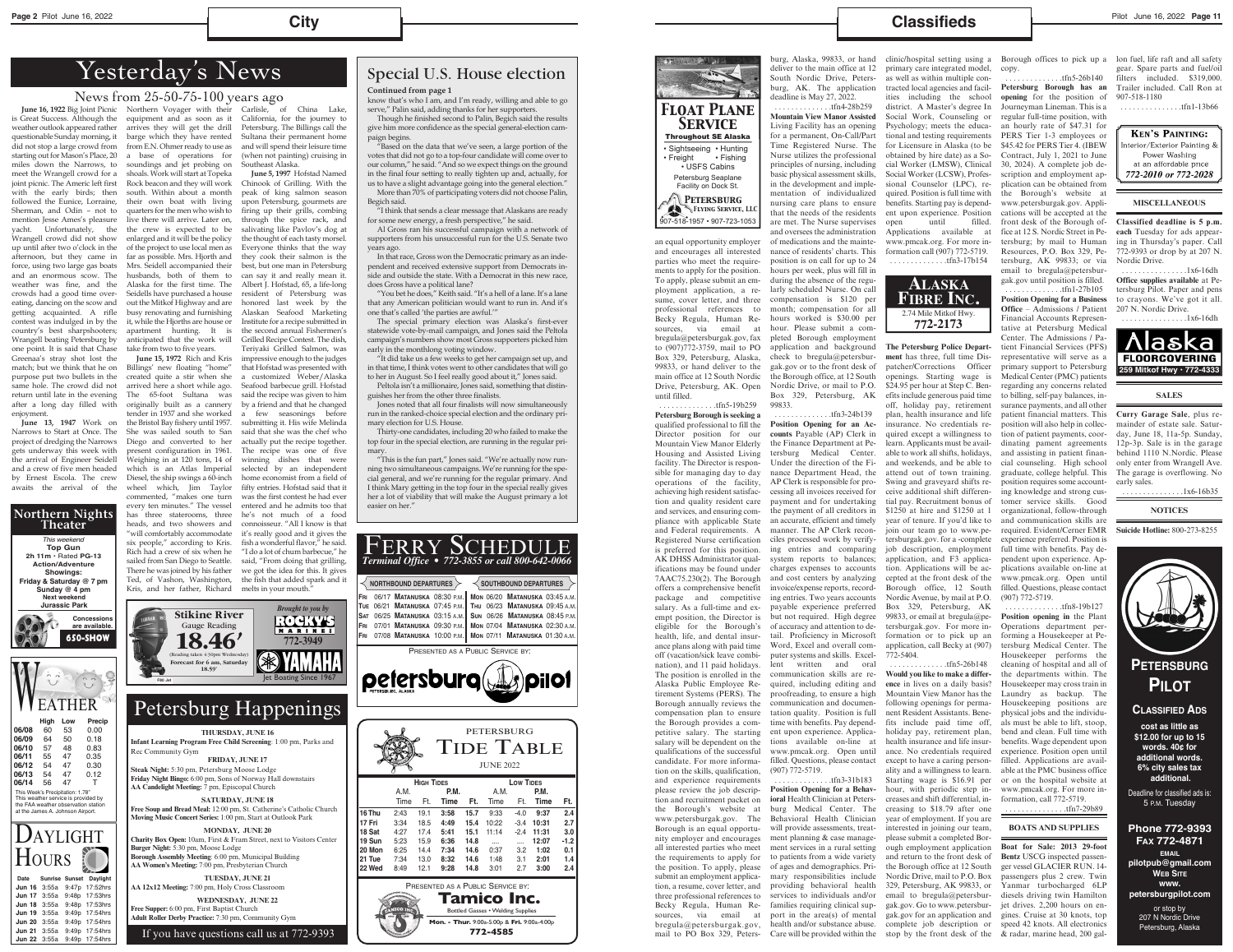# Yesterday's News

## News from 25-50-75-100 years ago

**June 16, 1922** Big Joint Picnic is Great Success. Although the weather outlook appeared rather questionable Sunday morning, it did not stop a large crowd from starting out for Mason's Place, 20 miles down the Narrows, to meet the Wrangell crowd for a joint picnic. The Americ left first with the early birds; then followed the Eunice, Lorraine, Sherman, and Odin – not to mention Jesse Ames's pleasure yacht. Unfortunately, the Wrangell crowd did not show up until after two o'clock in the afternoon, but they came in force, using two large gas boats and an enormous scow. The weather was fine, and the crowds had a good time overeating, dancing on the scow and getting acquainted. A rifle contest was indulged in by the country's best sharpshooters; Wrangell beating Petersburg by one point. It is said that Chase Greenaa's stray shot lost the match; but we think that he on purpose put two bullets in the same hole. The crowd did not return until late in the evening after a long day filled with enjoyment.

**June 13, 1947** Work on Narrows to Start at Once. The project of dredging the Narrows gets underway this week with the arrival of Engineer Seidell and a crew of five men headed by Ernest Escola. The crew awaits the arrival of the Northern Voyager with their equipment and as soon as it arrives they will get the drill barge which they have rented from E.N. Ohmer ready to use as a base of operations for soundings and jet probing on shoals. Work will start at Topeka Rock beacon and they will work south. Within about a month their own boat with living quarters for the men who wish to live there will arrive. Later on, the crew is expected to be enlarged and it will be the policy of the project to use local men as far as possible. Mrs. Hjorth and Mrs. Seidell accompanied their husbands, both of them to Alaska for the first time. The Seidells have purchased a house out the Mitkof Highway and are busy renovating and furnishing it, while the Hjorths are house or apartment hunting. It is anticipated that the work will take from two to five years.

**June 15, 1972** Rich and Kris Billings' new floating "home" arrived here a short while ago. The 65-foot Sultana was originally built as a cannery tender in 1937 and she worked the Bristol Bay fishery until 1957. She was sailed south to San Diego and converted to her present configuration in 1961. Weighing in at 120 tons, 14 of which is an Atlas Imperial Diesel, the ship swings a 60-inch wheel which, Jim Taylor commented, "makes one turn every ten minutes." The vessel has three staterooms, three heads, and two showers and "will comfortably accommodate six people," according to Kris. Rich had a crew of six when he sailed from San Diego to Seattle. There he was joined by his father Ted, of Vashon, Washington, Kris, and her father, Richard Carlisle, of China Lake, California, for the journey to Petersburg. The Billings call the Sultana their permanent home and will spend their leisure time (when not painting) cruising in Southeast Alaska.

**June 5, 1997** Hofstad Named Chinook of Grilling. With the peak of king salmon season upon Petersburg, gourmets are firing up their grills, combing through the spice rack, and salivating like Pavlov's dog at the thought of each tasty morsel. Everyone thinks that the way they cook their salmon is the best, but one man in Petersburg can say it and really mean it. Albert J. Hofstad, 65, a life-long resident of Petersburg was honored last week by the Alaskan Seafood Marketing Institute for a recipe submitted in the second annual Fishermen's Grilled Recipe Contest. The dish, Teriyaki Grilled Salmon, was impressive enough to the judges that Hofstad was presented with a customized Weber/Alaska Seafood barbecue grill. Hofstad said the recipe was given to him by a friend and that he changed a few seasonings before submitting it. His wife Melinda said that she was the chef who actually put the recipe together. The recipe was one of five winning dishes that were selected by an independent home economist from a field of fifty entries. Hofstad said that it was the first contest he had ever entered and he admits too that he's not much of a food connoisseur. "All I know is that it's really good and it gives the fish a wonderful flavor," he said. "I do a lot of chum barbecue," he said. "From doing that grilling, we got the idea for this. It gives the fish that added spark and it melts in your mouth."

## Northern Nights Theater

*This weekend*
**Top Gun**
**2h 11m · Rated PG-13**
**Action/Adventure**
**Showings:**
**Friday & Saturday @ 7 pm**
**Sunday @ 4 pm**
**Next weekend**
**Jurassic Park**

**Concessions are available.**
**650-SHOW**

## Weather

| | High | Low | Precip |
|---|---|---|---|
| 06/08 | 60 | 53 | 0.00 |
| 06/09 | 64 | 50 | 0.18 |
| 06/10 | 57 | 48 | 0.83 |
| 06/11 | 55 | 47 | 0.35 |
| 06/12 | 54 | 47 | 0.30 |
| 06/13 | 54 | 47 | 0.12 |
| 06/14 | 56 | 47 | T |

This Week's Precipitation: 1.78"
This weather service is provided by the FAA weather observation station at the James A. Johnson Airport.

## Daylight Hours

| Date | Sunrise | Sunset | Daylight |
|---|---|---|---|
| Jun 16 | 3:55a | 9:47p | 17:52hrs |
| Jun 17 | 3:55a | 9:48p | 17:53hrs |
| Jun 18 | 3:55a | 9:48p | 17:53hrs |
| Jun 19 | 3:55a | 9:49p | 17:54hrs |
| Jun 20 | 3:55a | 9:49p | 17:54hrs |
| Jun 21 | 3:55a | 9:49p | 17:54hrs |
| Jun 22 | 3:55a | 9:49p | 17:54hrs |

## Special U.S. House election

**Continued from page 1**

know that's who I am, and I'm ready, willing and able to go serve," Palin said, adding thanks for her supporters.

Though he finished second to Palin, Begich said the results give him more confidence as the special general-election campaign begins.

"Based on the data that we've seen, a large portion of the votes that did not go to a top-four candidate will come over to our column," he said. "And so we expect things on the ground in the final four setting to really tighten up and, actually, for us to have a slight advantage going into the general election."

More than 70% of participating voters did not choose Palin, Begich said.

"I think that sends a clear message that Alaskans are ready for some new energy, a fresh perspective," he said.

Al Gross ran his successful campaign with a network of supporters from his unsuccessful run for the U.S. Senate two years ago.

In that race, Gross won the Democratic primary as an independent and received extensive support from Democrats inside and outside the state. With a Democrat in this new race, does Gross have a political lane?

"You bet he does," Keith said. "It's a hell of a lane. It's a lane that any American politician would want to run in. And it's one that's called 'the parties are awful.'"

The special primary election was Alaska's first-ever statewide vote-by-mail campaign, and Jones said the Peltola campaign's numbers show most Gross supporters picked him early in the monthlong voting window.

"It did take us a few weeks to get her campaign set up, and in that time, I think votes went to other candidates that will go to her in August. So I feel really good about it," Jones said.

Peltola isn't a millionaire, Jones said, something that distinguishes her from the other three finalists.

Jones noted that all four finalists will now simultaneously run in the ranked-choice special election and the ordinary primary election for U.S. House.

Thirty-one candidates, including 20 who failed to make the top four in the special election, are running in the regular primary.

"This is the fun part," Jones said. "We're actually now running two simultaneous campaigns. We're running for the special general, and we're running for the regular primary. And I think Mary getting in the top four in the special really gives her a lot of viability that will make the August primary a lot easier on her."

**Stikine River Gauge Reading**
**18.46'**
(Reading taken 4:50pm Wednesday)
**Forecast for 6 am, Saturday 18.59'**

*Brought to you by* **ROCKY'S MARINE 772-3949** **YAMAHA** Jet Boating Since 1967

# Ferry Schedule

*Terminal Office • 772-3855 or call 800-642-0066*

| Northbound Departures | | | Southbound Departures | | |
|---|---|---|---|---|---|
| Fri 06/17 | Matanuska | 08:30 P.M. | Mon 06/20 | Matanuska | 03:45 A.M. |
| Tue 06/21 | Matanuska | 07:45 P.M. | Thu 06/23 | Matanuska | 09:45 A.M. |
| Sat 06/25 | Matanuska | 03:15 A.M. | Sun 06/26 | Matanuska | 08:45 P.M. |
| Fri 07/01 | Matanuska | 09:30 P.M. | Mon 07/04 | Matanuska | 02:30 A.M. |
| Fri 07/08 | Matanuska | 10:00 P.M. | Mon 07/11 | Matanuska | 01:30 A.M. |

Presented as a public service by: Petersburg Pilot

# Petersburg Happenings

**THURSDAY, JUNE 16**
**Infant Learning Program Free Child Screening**: 1:00 pm, Parks and Rec Community Gym

**FRIDAY, JUNE 17**
**Steak Night:** 5:30 pm, Petersburg Moose Lodge
**Friday Night Bingo:** 6:00 pm, Sons of Norway Hall downstairs
**AA Candlelight Meeting:** 7 pm, Episcopal Church

**SATURDAY, JUNE 18**
**Free Soup and Bread Meal:** 12:00 pm, St. Catherine's Catholic Church
**Moving Music Concert Series:** 1:00 pm, Start at Outlook Park

**MONDAY, JUNE 20**
**Charity Box Open:** 10am, First & Fram Street, next to Visitors Center
**Burger Night:** 5:30 pm, Moose Lodge
**Borough Assembly Meeting**: 6:00 pm, Municipal Building
**AA Women's Meeting:** 7:00 pm, Presbyterian Church

**TUESDAY, JUNE 21**
**AA 12x12 Meeting:** 7:00 pm, Holy Cross Classroom

**WEDNESDAY, JUNE 22**
**Free Supper:** 6:00 pm. First Baptist Church
**Adult Roller Derby Practice:** 7:30 pm, Community Gym

If you have questions call us at 772-9393

# Petersburg Tide Table

June 2022

| | High Tides | | | | Low Tides | | | |
|---|---|---|---|---|---|---|---|---|
| | A.M. | | P.M. | | A.M. | | P.M. | |
| | Time | Ft. | Time | Ft. | Time | Ft. | Time | Ft. |
| 16 Thu | 2:43 | 19.1 | 3:58 | 15.7 | 9:33 | -4.0 | 9:37 | 2.4 |
| 17 Fri | 3:34 | 18.5 | 4:49 | 15.4 | 10:22 | -3.4 | 10:31 | 2.7 |
| 18 Sat | 4:27 | 17.4 | 5:41 | 15.1 | 11:14 | -2.4 | 11:31 | 3.0 |
| 19 Sun | 5:23 | 15.9 | 6:36 | 14.8 | .... | .... | 12:07 | -1.2 |
| 20 Mon | 6:25 | 14.4 | 7:34 | 14.6 | 0:37 | 3.2 | 1:02 | 0.1 |
| 21 Tue | 7:34 | 13.0 | 8:32 | 14.6 | 1:48 | 3.1 | 2:01 | 1.4 |
| 22 Wed | 8:49 | 12.1 | 9:28 | 14.8 | 3:01 | 2.7 | 3:00 | 2.4 |

Presented as a public service by: **Tamico Inc.** Bottled Gasses • Welding Supplies **Mon. - Thur.** 9:00a-5:00p & **Fri.** 9:00a-4:00p **772-4585**

# Classifieds

**FLOAT PLANE SERVICE**
**Throughout SE Alaska**
• Sightseeing • Hunting
• Freight • Fishing
• USFS Cabins
Petersburg Seaplane Facility on Dock St.
**PETERSBURG FLYING SERVICE, LLC**
907-518-1957 • 907-723-1053

an equal opportunity employer and encourages all interested parties who meet the requirements to apply for the position. To apply, please submit an employment application, a resume, cover letter, and three professional references to Becky Regula, Human Resources, via email at bregula@petersburgak.gov, fax to (907)772-3759, mail to PO Box 329, Petersburg, Alaska, 99833, or hand deliver to the main office at 12 South Nordic Drive, Petersburg, AK. Open until filled.
. . . . . . . . . . . . . .tfn5-19b259

**Petersburg Borough is seeking a** qualified professional to fill the Director position for our Mountain View Manor Elderly Housing and Assisted Living facility. The Director is responsible for managing day to day operations of the facility, achieving high resident satisfaction and quality resident care and services, and ensuring compliance with applicable State and Federal requirements. A Registered Nurse certification is preferred for this position. AK DHSS Administrator qualifications may be found under 7AAC75.230(2). The Borough offers a comprehensive benefit package and competitive salary. As a full-time and exempt position, the Director is eligible for the Borough's health, life, and dental insurance plans along with paid time off (vacation/sick leave combination), and 11 paid holidays. The position is enrolled in the Alaska Public Employee Retirement Systems (PERS). The Borough annually reviews the compensation plan to ensure the Borough provides a competitive salary. The starting salary will be dependent on the qualifications of the successful candidate. For more information on the skills, qualification, and experience requirements please review the job description and recruitment packet on the Borough's website at www.petersburgak.gov. The Borough is an equal opportunity employer and encourages all interested parties who meet the requirements to apply for the position. To apply, please submit an employment application, a resume, cover letter, and three professional references to Becky Regula, Human Resources, via email at bregula@petersburgak.gov, or mail to PO Box 329, Petersburg, Alaska, 99833, or hand deliver to the main office at 12 South Nordic Drive, Petersburg, AK. The application deadline is May 27, 2022.
. . . . . . . . . . . . . .tfn4-28b259

**Mountain View Manor Assisted** Living Facility has an opening for a permanent, On-Call/Part Time Registered Nurse. The Nurse utilizes the professional principles of nursing, including basic physical assessment skills, in the development and implementation of individualized nursing care plans to ensure that the needs of the residents are met. The Nurse supervises and oversees the administration of medications and the maintenance of residents' charts. This position is on call for up to 24 hours per week, plus will fill in during the absence of the regularly scheduled Nurse. On call compensation is $120 per month; compensation for all hours worked is $30.00 per hour. Please submit a completed Borough employment application and background check to bregula@petersburgak.gov or to the front desk of the Borough office, at 12 South Nordic Drive, or mail to P.O. Box 329, Petersburg, AK 99833.
. . . . . . . . . . . . . .tfn3-24b139

**Position Opening for an Accounts** Payable (AP) Clerk in the Finance Department at Petersburg Medical Center. Under the direction of the Finance Department Head, the AP Clerk is responsible for processing all invoices received for payment and for undertaking the payment of all creditors in an accurate, efficient and timely manner. The AP Clerk reconciles processed work by verifying entries and comparing system reports to balances; charges expenses to accounts and cost centers by analyzing invoice/expense reports, recording entries. Two years accounts payable experience preferred but not required. High degree of accuracy and attention to detail. Proficiency in Microsoft Word, Excel and overall computer systems and skills. Excellent written and oral communication skills are required, including editing and proofreading, to ensure a high communication and documentation quality. Position is full time with benefits. Pay dependent upon experience. Applications available on-line at www.pmcak.org. Open until filled. Questions, please contact (907) 772-5719.
. . . . . . . . . . . . . .tfn3-31b183

**Position Opening for a Behavioral** Health Clinician at Petersburg Medical Center. The Behavioral Health Clinician will provide assessments, treatment planning & case management services in a rural setting to patients from a wide variety of ages and demographics. Primary responsibilities include providing behavioral health services to individuals and/or families requiring clinical support in the area(s) of mental health and/or substance abuse. Care will be provided within the clinic/hospital setting using a primary care integrated model, as well as within multiple contracted local agencies and facilities including the school district. A Master's degree In Social Work, Counseling or Psychology; meets the educational and testing requirements for Licensure in Alaska (to be obtained by hire date) as a Social Worker (LMSW), Clinical Social Worker (LCSW), Professional Counselor (LPC), required. Position is full time with benefits. Starting pay is dependent upon experience. Position open until filled. Applications available at www.pmcak.org. For more information call (907) 772-5719.
. . . . . . . . . . . . . .tfn3-17b154

**ALASKA FIBRE INC.**
2.74 Mile Mitkof Hwy.
**772-2173**

**The Petersburg Police Department** has three, full time Dispatcher/Corrections Officer openings. Starting wage is $24.95 per hour at Step C. Benefits include generous paid time off, holiday pay, retirement plan, health insurance and life insurance. No credentials required except a willingness to learn. Applicants must be available to work all shifts, holidays, and weekends, and be able to attend out of town training. Swing and graveyard shifts receive additional shift differential pay. Recruitment bonus of $1250 at hire and $1250 at 1 year of tenure. If you'd like to join our team go to www.petersburgak.gov for a complete job description, employment application, and F3 application. Applications will be accepted at the front desk of the Borough office, 12 South Nordic Avenue, by mail at P.O. Box 329, Petersburg, AK 99833, or email at bregula@petersburgak.gov. For more information or to pick up an application, call Becky at (907) 772-5404.
. . . . . . . . . . . . . .tfn5-26b148

**Would you like to make a difference** in lives on a daily basis? Mountain View Manor has the following openings for permanent Resident Assistants. Benefits include paid time off, holiday pay, retirement plan, health insurance and life insurance. No credentials required except to have a caring personality and a willingness to learn. Starting wage is $16.91 per hour, with periodic step increases and shift differential, increasing to $18.79 after one year of employment. If you are interested in joining our team, please submit a completed Borough employment application and return to the front desk of the Borough office at 12 South Nordic Drive, mail to P.O. Box 329, Petersburg, AK 99833, or email to bregula@petersburgak.gov. Go to www.petersburgak.gov for an application and complete job description or stop by the front desk of the Borough offices to pick up a copy.
. . . . . . . . . . . . . .tfn5-26b140

**Petersburg Borough has an opening** for the position of Journeyman Lineman. This is a regular full-time position, with an hourly rate of $47.31 for PERS Tier 1-3 employees or $45.42 for PERS Tier 4. (IBEW Contract, July 1, 2021 to June 30, 2024). A complete job description and employment application can be obtained from the Borough's website at www.petersburgak.gov. Applications will be accepted at the front desk of the Borough office at 12 S. Nordic Street in Petersburg; by mail to Human Resources, P.O. Box 329, Petersburg, AK 99833; or via email to bregula@petersburgak.gov until position is filled.
. . . . . . . . . . . . . .tfn1-27b105

**Position Opening for a Business Office** – Admissions / Patient Financial Accounts Representative at Petersburg Medical Center. The Admissions / Patient Financial Services (PFS) representative will serve as a primary support to Petersburg Medical Center (PMC) patients regarding any concerns related to billing, self-pay balances, insurance payments, and all other patient financial matters. This position will also help in collection of patient payments, coordinating payment agreements and assisting in patient financial counseling. High school graduate, college helpful. This position requires some accounting knowledge and strong customer service skills. Good organizational, follow-through and communication skills are required. Evident/Cerner EMR experience preferred. Position is full time with benefits. Pay dependent upon experience. Applications available on-line at www.pmcak.org. Open until filled. Questions, please contact (907) 772-5719.
. . . . . . . . . . . . . .tfn8-19b127

**Position opening in** the Plant Operations department performing a Housekeeper at Petersburg Medical Center. The Housekeeper performs the cleaning of hospital and all of the departments within. The Housekeeper may cross train in Laundry as backup. The Housekeeping positions are physical jobs and the individuals must be able to lift, stoop, bend and clean. Full time with benefits. Wage dependent upon experience. Position open until filled. Applications are available at the PMC business office or on the hospital website at www.pmcak.org. For more information, call 772-5719.
. . . . . . . . . . . . . .tfn7-29b89

### BOATS AND SUPPLIES

**Boat for Sale: 2013 29-foot Bentz** USCG inspected passenger vessel GLACIER RUN. 14-passengers plus 2 crew. Twin Yanmar turbocharged 6LP diesels driving twin Hamilton jet drives. 2,200 hours on engines. Cruise at 30 knots, top speed 42 knots. All electronics & radar, marine head, 200 gallon fuel, life raft and all safety gear. Spare parts and fuel/oil filters included. $319,000. Trailer included. Call Ron at 907-518-1180
. . . . . . . . . . . . . .tfn1-13b66

**KEN'S PAINTING:**
Interior/Exterior Painting & Power Washing at an affordable price
*772-2010 or 772-2028*

### MISCELLANEOUS

**Classified deadline is 5 p.m. each** Tuesday for ads appearing in Thursday's paper. Call 772-9393 or drop by at 207 N. Nordic Drive.
. . . . . . . . . . . . . .1x6-16dh

**Office supplies available** at Petersburg Pilot. Paper and pens to crayons. We've got it all. 207 N. Nordic Drive.
. . . . . . . . . . . . . .1x6-16dh

**Alaska FLOORCOVERING**
**259 Mitkof Hwy · 772-4333**

### SALES

**Curry Garage Sale**, plus remainder of estate sale Saturday, June 18, 11a-5p. Sunday, 12p-3p. Sale is in the garage behind 1110 N.Nordic. Please only enter from Wrangell Ave. The garage is overflowing. No early sales.
. . . . . . . . . . . . . .1x6-16b35

### NOTICES

**Suicide Hotline:** 800-273-8255

**PETERSBURG PILOT**
**CLASSIFIED ADS**
**cost as little as $12.00 for up to 15 words. 40¢ for additional words. 6% city sales tax additional.**
Deadline for classified ads is: 5 P.M. Tuesday
**Phone 772-9393**
**Fax 772-4871**
**EMAIL**
**pilotpub@gmail.com**
**WEB SITE**
**www. petersburgpilot.com**
or stop by 207 N Nordic Drive Petersburg, Alaska